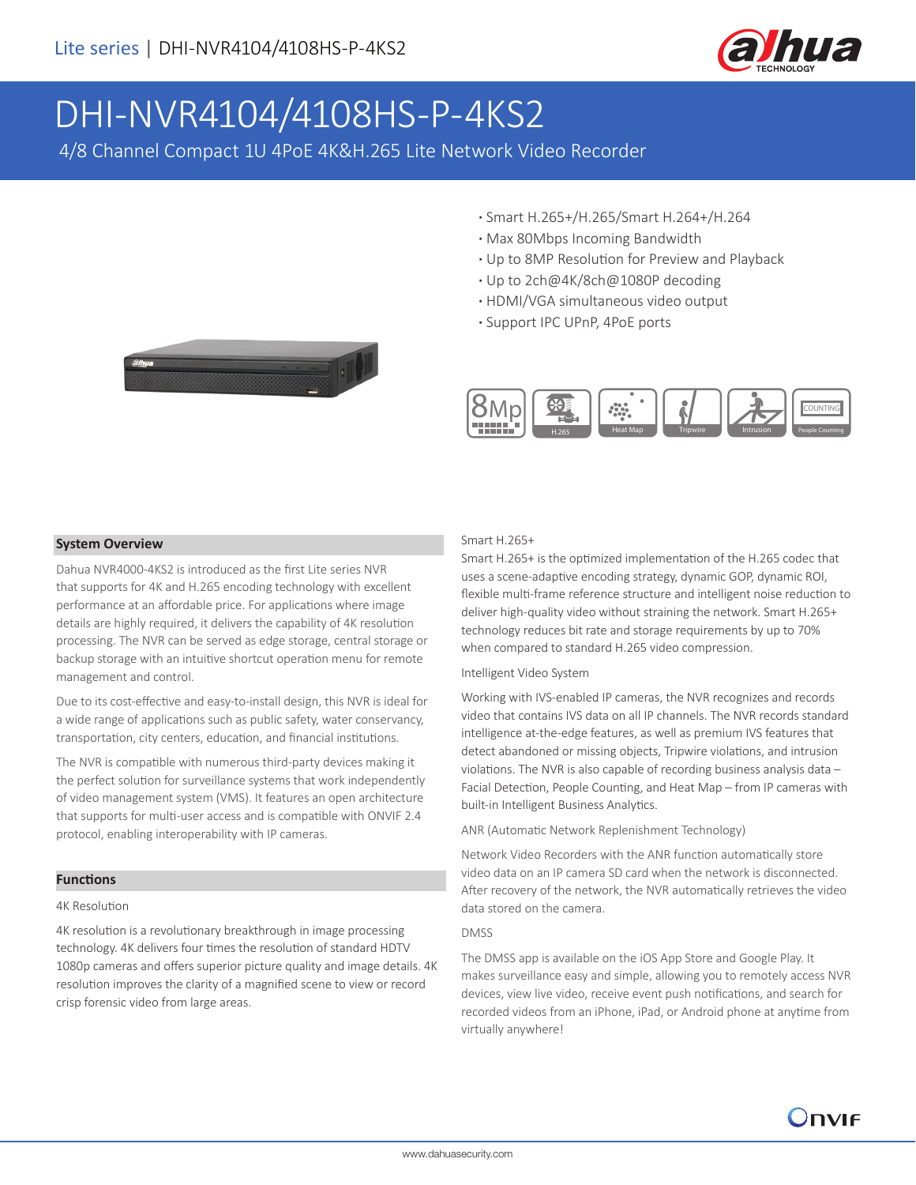# DHI-NVR4104/4108HS-P-4KS2

4/8 Channel Compact 1U 4PoE 4K&H.265 Lite Network Video Recorder

- Smart H.265+/H.265/Smart H.264+/H.264
- Max 80Mbps Incoming Bandwidth
- Up to 8MP Resolution for Preview and Playback
- Up to 2ch@4K/8ch@1080P decoding
- HDMI/VGA simultaneous video output
- Support IPC UPnP, 4PoE ports

## System Overview

Dahua NVR4000-4KS2 is introduced as the first Lite series NVR that supports for 4K and H.265 encoding technology with excellent performance at an affordable price. For applications where image details are highly required, it delivers the capability of 4K resolution processing. The NVR can be served as edge storage, central storage or backup storage with an intuitive shortcut operation menu for remote management and control.

Due to its cost-effective and easy-to-install design, this NVR is ideal for a wide range of applications such as public safety, water conservancy, transportation, city centers, education, and financial institutions.

The NVR is compatible with numerous third-party devices making it the perfect solution for surveillance systems that work independently of video management system (VMS). It features an open architecture that supports for multi-user access and is compatible with ONVIF 2.4 protocol, enabling interoperability with IP cameras.

## Functions

4K Resolution

4K resolution is a revolutionary breakthrough in image processing technology. 4K delivers four times the resolution of standard HDTV 1080p cameras and offers superior picture quality and image details. 4K resolution improves the clarity of a magnified scene to view or record crisp forensic video from large areas.

Smart H.265+

Smart H.265+ is the optimized implementation of the H.265 codec that uses a scene-adaptive encoding strategy, dynamic GOP, dynamic ROI, flexible multi-frame reference structure and intelligent noise reduction to deliver high-quality video without straining the network. Smart H.265+ technology reduces bit rate and storage requirements by up to 70% when compared to standard H.265 video compression.

Intelligent Video System

Working with IVS-enabled IP cameras, the NVR recognizes and records video that contains IVS data on all IP channels. The NVR records standard intelligence at-the-edge features, as well as premium IVS features that detect abandoned or missing objects, Tripwire violations, and intrusion violations. The NVR is also capable of recording business analysis data – Facial Detection, People Counting, and Heat Map – from IP cameras with built-in Intelligent Business Analytics.

ANR (Automatic Network Replenishment Technology)

Network Video Recorders with the ANR function automatically store video data on an IP camera SD card when the network is disconnected. After recovery of the network, the NVR automatically retrieves the video data stored on the camera.

DMSS

The DMSS app is available on the iOS App Store and Google Play. It makes surveillance easy and simple, allowing you to remotely access NVR devices, view live video, receive event push notifications, and search for recorded videos from an iPhone, iPad, or Android phone at anytime from virtually anywhere!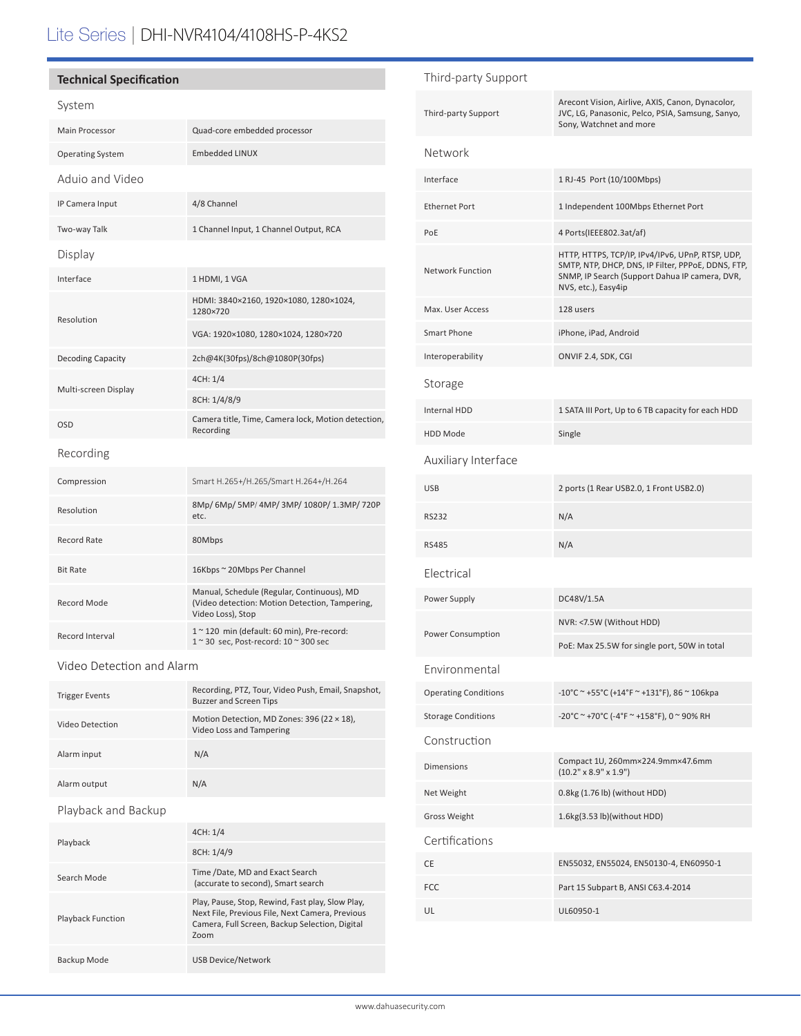# Lite Series | DHI-NVR4104/4108HS-P-4KS2

## Technical Specification

### System

| | |
|---|---|
| Main Processor | Quad-core embedded processor |
| Operating System | Embedded LINUX |

### Aduio and Video

| | |
|---|---|
| IP Camera Input | 4/8 Channel |
| Two-way Talk | 1 Channel Input, 1 Channel Output, RCA |

### Display

| | |
|---|---|
| Interface | 1 HDMI, 1 VGA |
| Resolution | HDMI: 3840×2160, 1920×1080, 1280×1024, 1280×720 |
| | VGA: 1920×1080, 1280×1024, 1280×720 |
| Decoding Capacity | 2ch@4K(30fps)/8ch@1080P(30fps) |
| Multi-screen Display | 4CH: 1/4 |
| | 8CH: 1/4/8/9 |
| OSD | Camera title, Time, Camera lock, Motion detection, Recording |

### Recording

| | |
|---|---|
| Compression | Smart H.265+/H.265/Smart H.264+/H.264 |
| Resolution | 8Mp/ 6Mp/ 5MP/ 4MP/ 3MP/ 1080P/ 1.3MP/ 720P etc. |
| Record Rate | 80Mbps |
| Bit Rate | 16Kbps ~ 20Mbps Per Channel |
| Record Mode | Manual, Schedule (Regular, Continuous), MD (Video detection: Motion Detection, Tampering, Video Loss), Stop |
| Record Interval | 1 ~ 120 min (default: 60 min), Pre-record: 1 ~ 30 sec, Post-record: 10 ~ 300 sec |

### Video Detection and Alarm

| | |
|---|---|
| Trigger Events | Recording, PTZ, Tour, Video Push, Email, Snapshot, Buzzer and Screen Tips |
| Video Detection | Motion Detection, MD Zones: 396 (22 × 18), Video Loss and Tampering |
| Alarm input | N/A |
| Alarm output | N/A |

### Playback and Backup

| | |
|---|---|
| Playback | 4CH: 1/4 |
| | 8CH: 1/4/9 |
| Search Mode | Time /Date, MD and Exact Search (accurate to second), Smart search |
| Playback Function | Play, Pause, Stop, Rewind, Fast play, Slow Play, Next File, Previous File, Next Camera, Previous Camera, Full Screen, Backup Selection, Digital Zoom |
| Backup Mode | USB Device/Network |

### Third-party Support

| | |
|---|---|
| Third-party Support | Arecont Vision, Airlive, AXIS, Canon, Dynacolor, JVC, LG, Panasonic, Pelco, PSIA, Samsung, Sanyo, Sony, Watchnet and more |

### Network

| | |
|---|---|
| Interface | 1 RJ-45 Port (10/100Mbps) |
| Ethernet Port | 1 Independent 100Mbps Ethernet Port |
| PoE | 4 Ports(IEEE802.3at/af) |
| Network Function | HTTP, HTTPS, TCP/IP, IPv4/IPv6, UPnP, RTSP, UDP, SMTP, NTP, DHCP, DNS, IP Filter, PPPoE, DDNS, FTP, SNMP, IP Search (Support Dahua IP camera, DVR, NVS, etc.), Easy4ip |
| Max. User Access | 128 users |
| Smart Phone | iPhone, iPad, Android |
| Interoperability | ONVIF 2.4, SDK, CGI |

### Storage

| | |
|---|---|
| Internal HDD | 1 SATA III Port, Up to 6 TB capacity for each HDD |
| HDD Mode | Single |

### Auxiliary Interface

| | |
|---|---|
| USB | 2 ports (1 Rear USB2.0, 1 Front USB2.0) |
| RS232 | N/A |
| RS485 | N/A |

### Electrical

| | |
|---|---|
| Power Supply | DC48V/1.5A |
| Power Consumption | NVR: <7.5W (Without HDD) |
| | PoE: Max 25.5W for single port, 50W in total |

### Environmental

| | |
|---|---|
| Operating Conditions | -10°C ~ +55°C (+14°F ~ +131°F), 86 ~ 106kpa |
| Storage Conditions | -20°C ~ +70°C (-4°F ~ +158°F), 0 ~ 90% RH |

### Construction

| | |
|---|---|
| Dimensions | Compact 1U, 260mm×224.9mm×47.6mm (10.2" x 8.9" x 1.9") |
| Net Weight | 0.8kg (1.76 lb) (without HDD) |
| Gross Weight | 1.6kg(3.53 lb)(without HDD) |

### Certifications

| | |
|---|---|
| CE | EN55032, EN55024, EN50130-4, EN60950-1 |
| FCC | Part 15 Subpart B, ANSI C63.4-2014 |
| UL | UL60950-1 |

www.dahuasecurity.com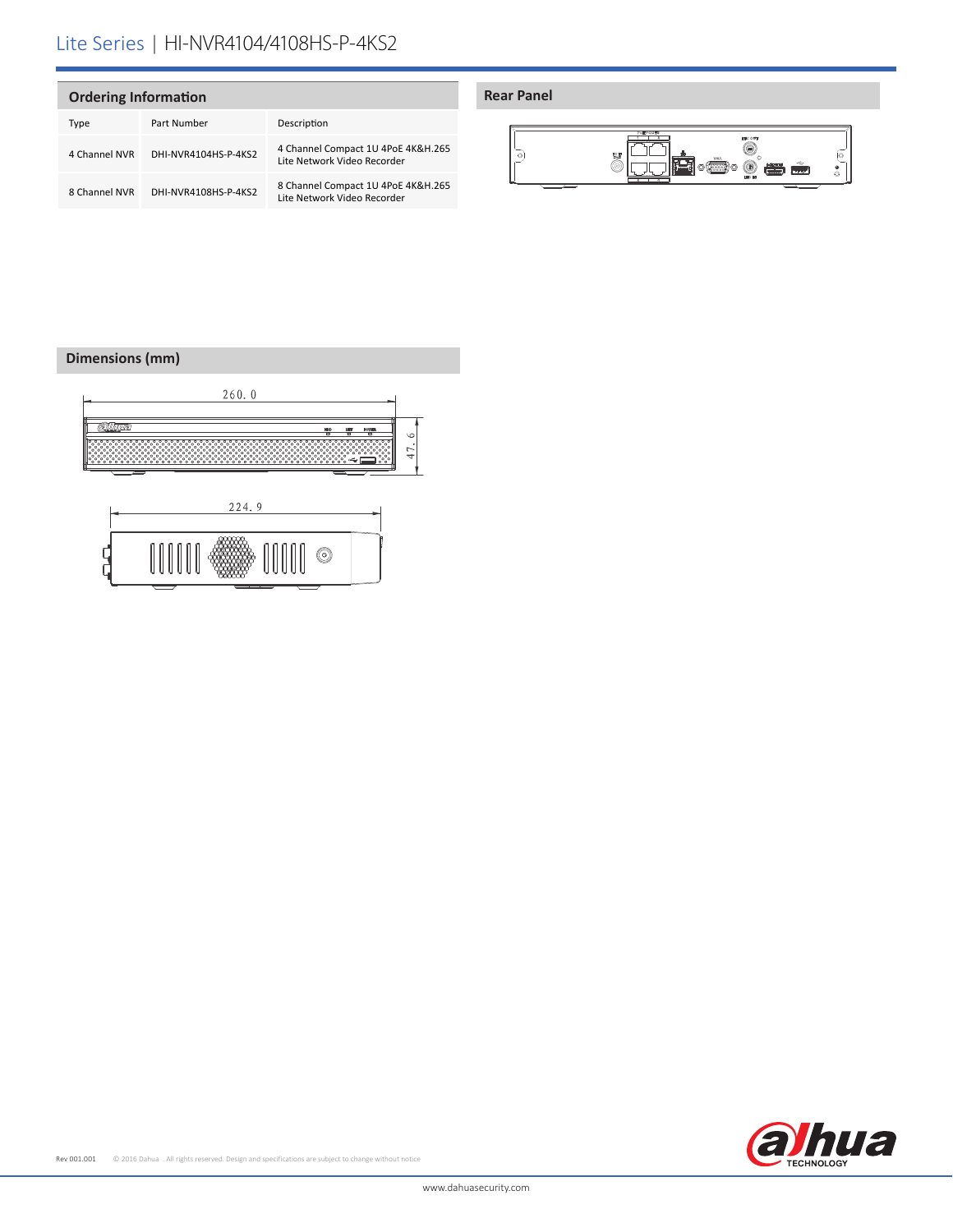## Ordering Information

| Type | Part Number | Description |
|---|---|---|
| 4 Channel NVR | DHI-NVR4104HS-P-4KS2 | 4 Channel Compact 1U 4PoE 4K&H.265 Lite Network Video Recorder |
| 8 Channel NVR | DHI-NVR4108HS-P-4KS2 | 8 Channel Compact 1U 4PoE 4K&H.265 Lite Network Video Recorder |

## Rear Panel

## Dimensions (mm)

260.0

47.6

224.9

Rev 001.001 © 2016 Dahua . All rights reserved. Design and specifications are subject to change without notice

www.dahuasecurity.com